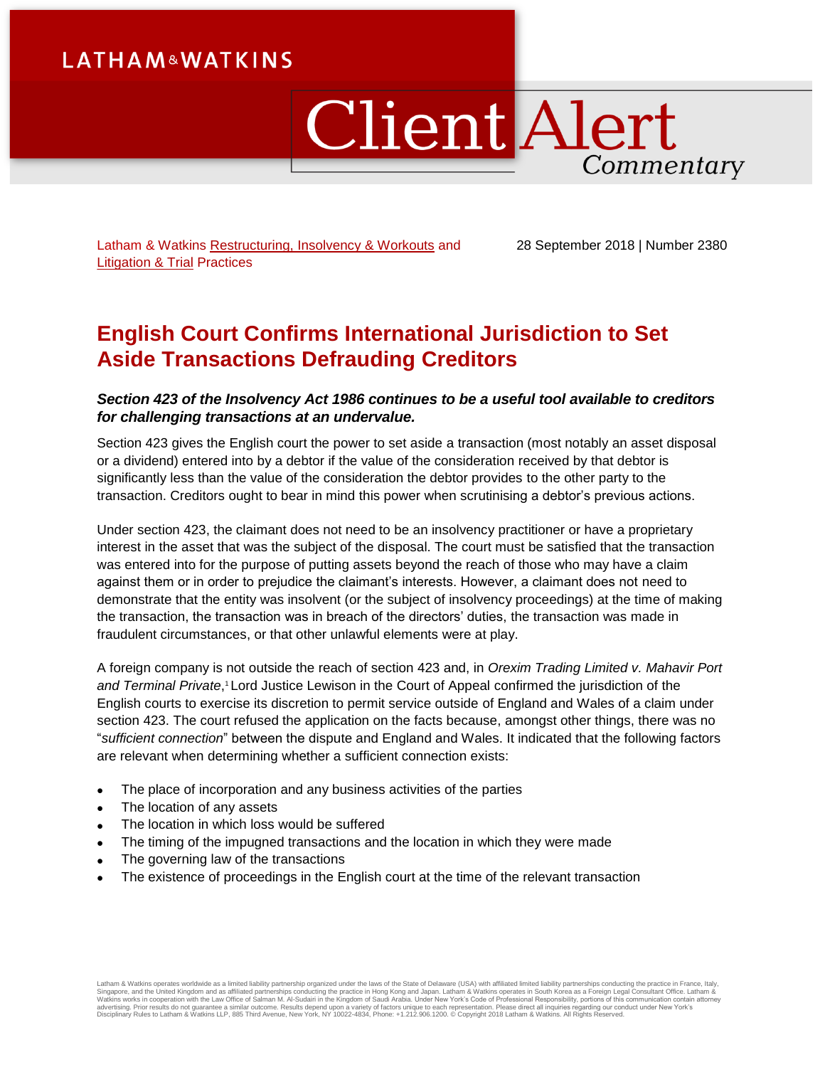LATHAM&WATKINS

# Client Alert Commentary

Latham & Watkins Restructuring, Insolvency & Workouts and Litigation & Trial Practices

28 September 2018 | Number 2380

## English Court Confirms International Jurisdiction to Set Aside Transactions Defrauding Creditors

***Section 423 of the Insolvency Act 1986 continues to be a useful tool available to creditors for challenging transactions at an undervalue.***

Section 423 gives the English court the power to set aside a transaction (most notably an asset disposal or a dividend) entered into by a debtor if the value of the consideration received by that debtor is significantly less than the value of the consideration the debtor provides to the other party to the transaction. Creditors ought to bear in mind this power when scrutinising a debtor's previous actions.

Under section 423, the claimant does not need to be an insolvency practitioner or have a proprietary interest in the asset that was the subject of the disposal. The court must be satisfied that the transaction was entered into for the purpose of putting assets beyond the reach of those who may have a claim against them or in order to prejudice the claimant's interests. However, a claimant does not need to demonstrate that the entity was insolvent (or the subject of insolvency proceedings) at the time of making the transaction, the transaction was in breach of the directors' duties, the transaction was made in fraudulent circumstances, or that other unlawful elements were at play.

A foreign company is not outside the reach of section 423 and, in *Orexim Trading Limited v. Mahavir Port and Terminal Private*,[1] Lord Justice Lewison in the Court of Appeal confirmed the jurisdiction of the English courts to exercise its discretion to permit service outside of England and Wales of a claim under section 423. The court refused the application on the facts because, amongst other things, there was no "*sufficient connection*" between the dispute and England and Wales. It indicated that the following factors are relevant when determining whether a sufficient connection exists:

- The place of incorporation and any business activities of the parties
- The location of any assets
- The location in which loss would be suffered
- The timing of the impugned transactions and the location in which they were made
- The governing law of the transactions
- The existence of proceedings in the English court at the time of the relevant transaction

Latham & Watkins operates worldwide as a limited liability partnership organized under the laws of the State of Delaware (USA) with affiliated limited liability partnerships conducting the practice in France, Italy, Singapore, and the United Kingdom and as affiliated partnerships conducting the practice in Hong Kong and Japan. Latham & Watkins operates in South Korea as a Foreign Legal Consultant Office. Latham & Watkins works in cooperation with the Law Office of Salman M. Al-Sudairi in the Kingdom of Saudi Arabia. Under New York's Code of Professional Responsibility, portions of this communication contain attorney advertising. Prior results do not guarantee a similar outcome. Results depend upon a variety of factors unique to each representation. Please direct all inquiries regarding our conduct under New York's Disciplinary Rules to Latham & Watkins LLP, 885 Third Avenue, New York, NY 10022-4834, Phone: +1.212.906.1200. © Copyright 2018 Latham & Watkins. All Rights Reserved.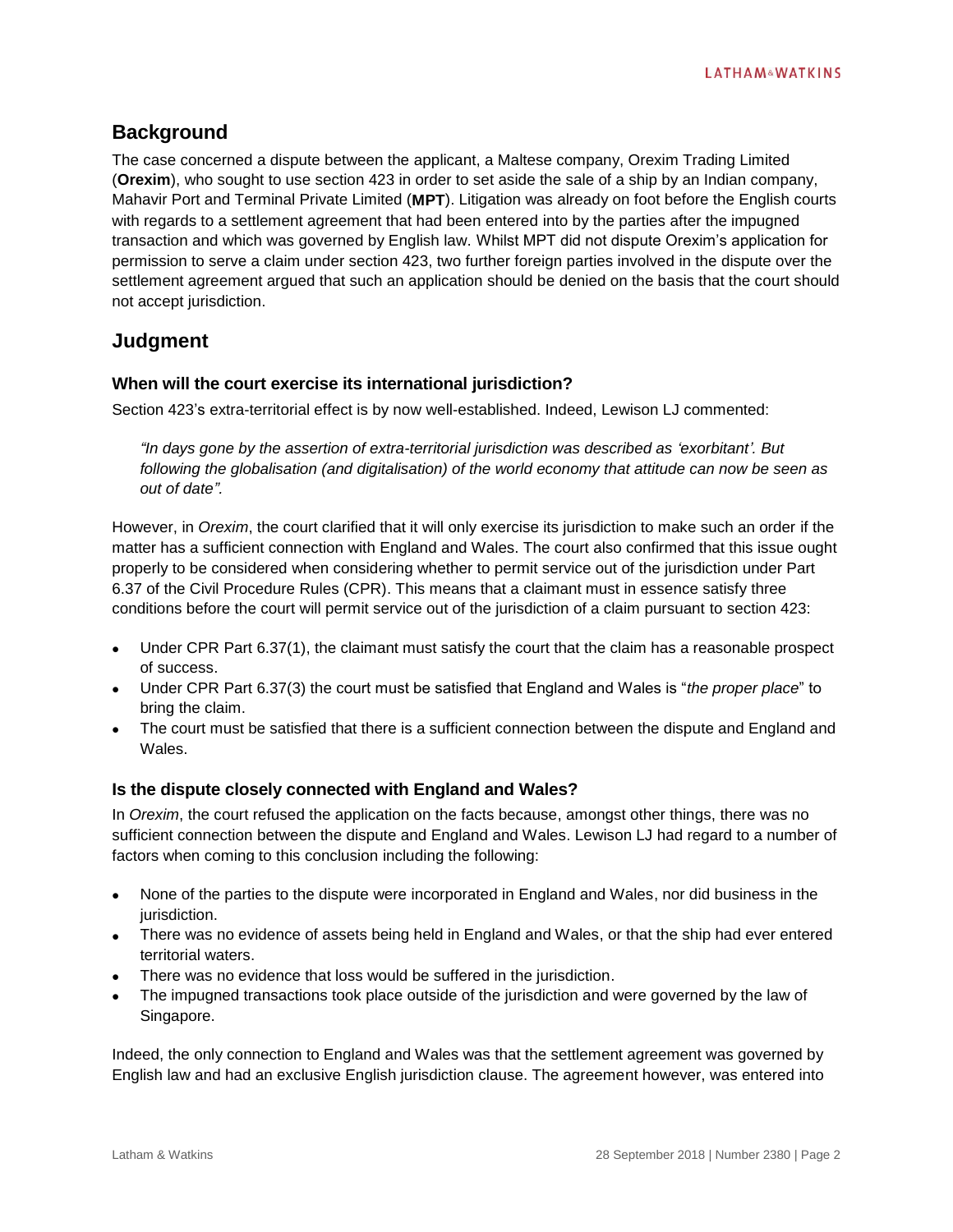## Background

The case concerned a dispute between the applicant, a Maltese company, Orexim Trading Limited (**Orexim**), who sought to use section 423 in order to set aside the sale of a ship by an Indian company, Mahavir Port and Terminal Private Limited (**MPT**). Litigation was already on foot before the English courts with regards to a settlement agreement that had been entered into by the parties after the impugned transaction and which was governed by English law. Whilst MPT did not dispute Orexim's application for permission to serve a claim under section 423, two further foreign parties involved in the dispute over the settlement agreement argued that such an application should be denied on the basis that the court should not accept jurisdiction.

## Judgment

### When will the court exercise its international jurisdiction?

Section 423's extra-territorial effect is by now well-established. Indeed, Lewison LJ commented:

> *"In days gone by the assertion of extra-territorial jurisdiction was described as 'exorbitant'. But following the globalisation (and digitalisation) of the world economy that attitude can now be seen as out of date".*

However, in *Orexim*, the court clarified that it will only exercise its jurisdiction to make such an order if the matter has a sufficient connection with England and Wales. The court also confirmed that this issue ought properly to be considered when considering whether to permit service out of the jurisdiction under Part 6.37 of the Civil Procedure Rules (CPR). This means that a claimant must in essence satisfy three conditions before the court will permit service out of the jurisdiction of a claim pursuant to section 423:

- Under CPR Part 6.37(1), the claimant must satisfy the court that the claim has a reasonable prospect of success.
- Under CPR Part 6.37(3) the court must be satisfied that England and Wales is "*the proper place*" to bring the claim.
- The court must be satisfied that there is a sufficient connection between the dispute and England and Wales.

### Is the dispute closely connected with England and Wales?

In *Orexim*, the court refused the application on the facts because, amongst other things, there was no sufficient connection between the dispute and England and Wales. Lewison LJ had regard to a number of factors when coming to this conclusion including the following:

- None of the parties to the dispute were incorporated in England and Wales, nor did business in the jurisdiction.
- There was no evidence of assets being held in England and Wales, or that the ship had ever entered territorial waters.
- There was no evidence that loss would be suffered in the jurisdiction.
- The impugned transactions took place outside of the jurisdiction and were governed by the law of Singapore.

Indeed, the only connection to England and Wales was that the settlement agreement was governed by English law and had an exclusive English jurisdiction clause. The agreement however, was entered into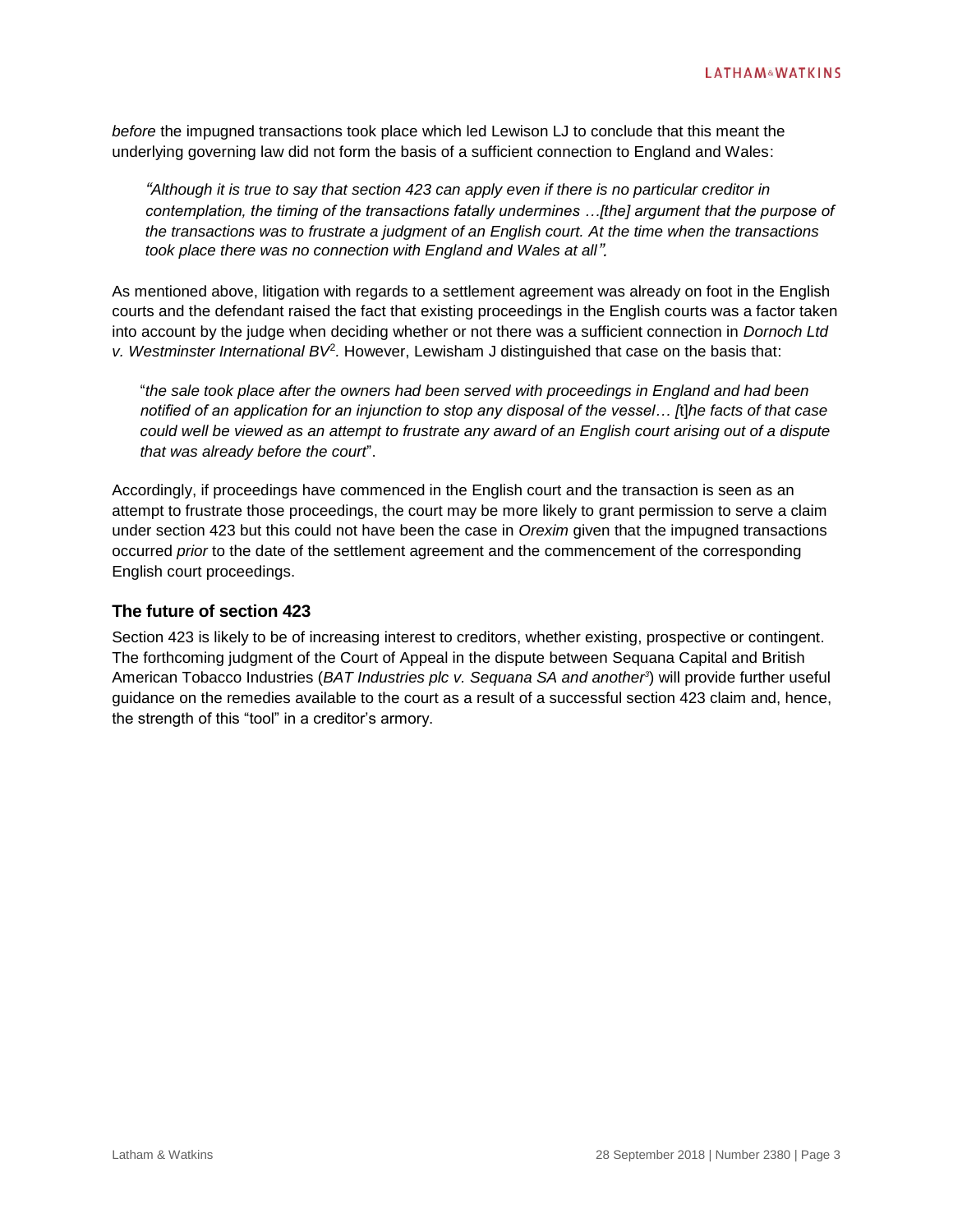*before* the impugned transactions took place which led Lewison LJ to conclude that this meant the underlying governing law did not form the basis of a sufficient connection to England and Wales:

> *"Although it is true to say that section 423 can apply even if there is no particular creditor in contemplation, the timing of the transactions fatally undermines …[the] argument that the purpose of the transactions was to frustrate a judgment of an English court. At the time when the transactions took place there was no connection with England and Wales at all".*

As mentioned above, litigation with regards to a settlement agreement was already on foot in the English courts and the defendant raised the fact that existing proceedings in the English courts was a factor taken into account by the judge when deciding whether or not there was a sufficient connection in *Dornoch Ltd v. Westminster International BV*[2]. However, Lewisham J distinguished that case on the basis that:

> "*the sale took place after the owners had been served with proceedings in England and had been notified of an application for an injunction to stop any disposal of the vessel… [*t]*he facts of that case could well be viewed as an attempt to frustrate any award of an English court arising out of a dispute that was already before the court*".

Accordingly, if proceedings have commenced in the English court and the transaction is seen as an attempt to frustrate those proceedings, the court may be more likely to grant permission to serve a claim under section 423 but this could not have been the case in *Orexim* given that the impugned transactions occurred *prior* to the date of the settlement agreement and the commencement of the corresponding English court proceedings.

## The future of section 423

Section 423 is likely to be of increasing interest to creditors, whether existing, prospective or contingent. The forthcoming judgment of the Court of Appeal in the dispute between Sequana Capital and British American Tobacco Industries (*BAT Industries plc v. Sequana SA and another*[3]) will provide further useful guidance on the remedies available to the court as a result of a successful section 423 claim and, hence, the strength of this "tool" in a creditor's armory.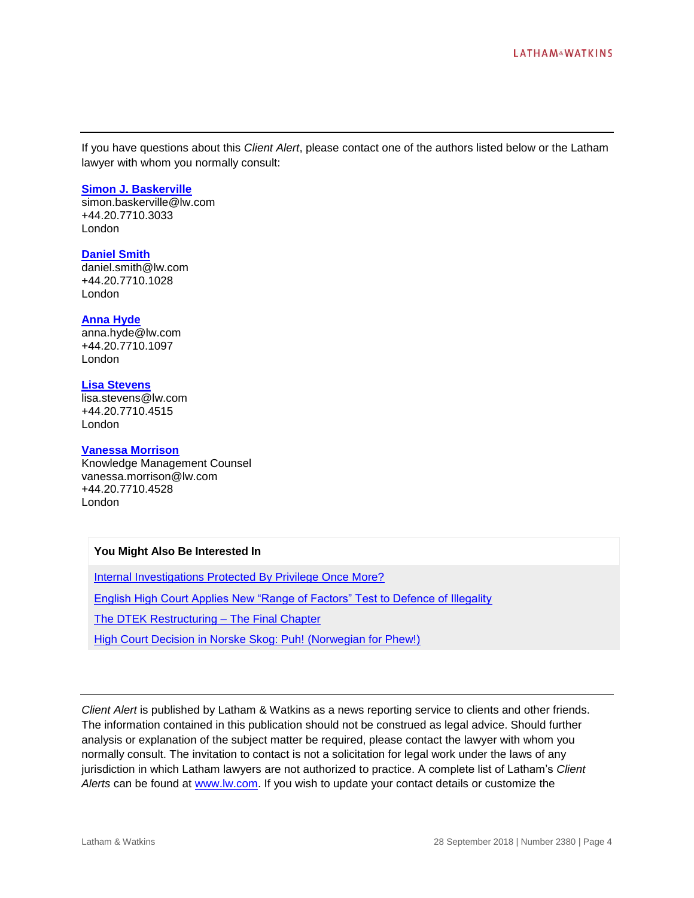If you have questions about this *Client Alert*, please contact one of the authors listed below or the Latham lawyer with whom you normally consult:

**[Simon J. Baskerville](#)**
simon.baskerville@lw.com
+44.20.7710.3033
London

**[Daniel Smith](#)**
daniel.smith@lw.com
+44.20.7710.1028
London

**[Anna Hyde](#)**
anna.hyde@lw.com
+44.20.7710.1097
London

**[Lisa Stevens](#)**
lisa.stevens@lw.com
+44.20.7710.4515
London

**[Vanessa Morrison](#)**
Knowledge Management Counsel
vanessa.morrison@lw.com
+44.20.7710.4528
London

**You Might Also Be Interested In**

[Internal Investigations Protected By Privilege Once More?](#)

[English High Court Applies New "Range of Factors" Test to Defence of Illegality](#)

[The DTEK Restructuring – The Final Chapter](#)

[High Court Decision in Norske Skog: Puh! (Norwegian for Phew!)](#)

---

*Client Alert* is published by Latham & Watkins as a news reporting service to clients and other friends. The information contained in this publication should not be construed as legal advice. Should further analysis or explanation of the subject matter be required, please contact the lawyer with whom you normally consult. The invitation to contact is not a solicitation for legal work under the laws of any jurisdiction in which Latham lawyers are not authorized to practice. A complete list of Latham's *Client Alerts* can be found at [www.lw.com](#). If you wish to update your contact details or customize the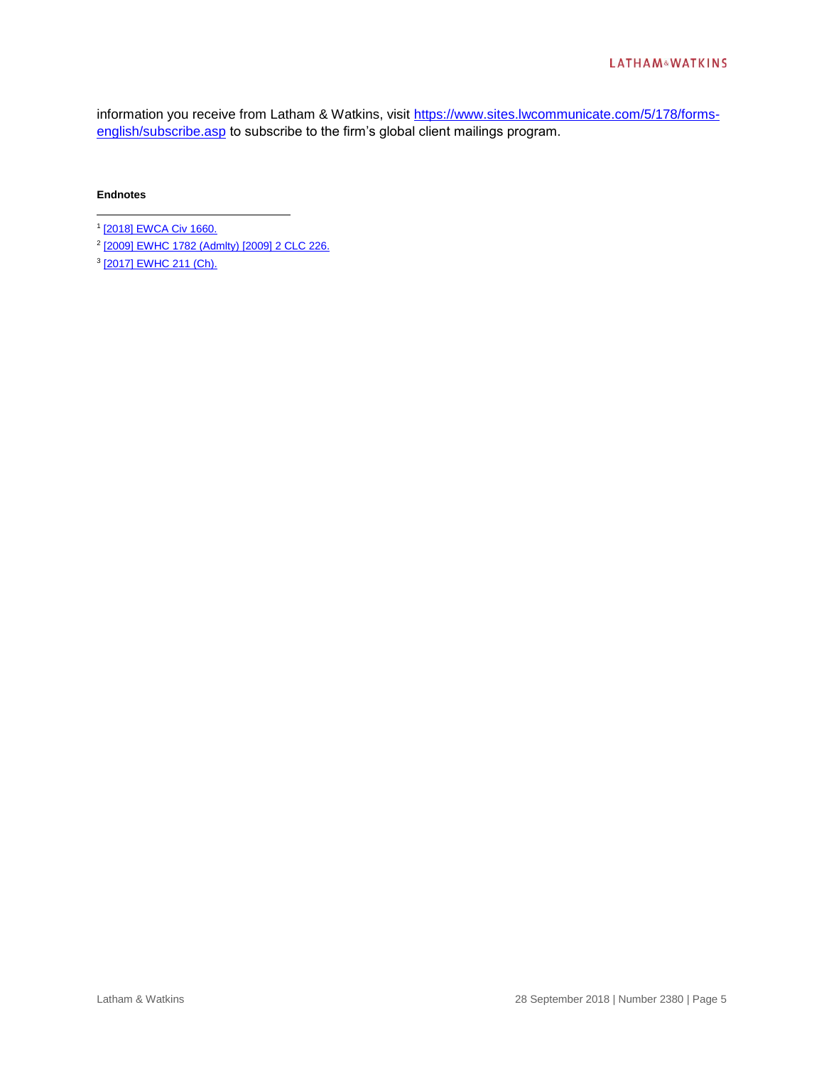information you receive from Latham & Watkins, visit https://www.sites.lwcommunicate.com/5/178/forms-english/subscribe.asp to subscribe to the firm's global client mailings program.

**Endnotes**

[1] [2018] EWCA Civ 1660.

[2] [2009] EWHC 1782 (Admlty) [2009] 2 CLC 226.

[3] [2017] EWHC 211 (Ch).